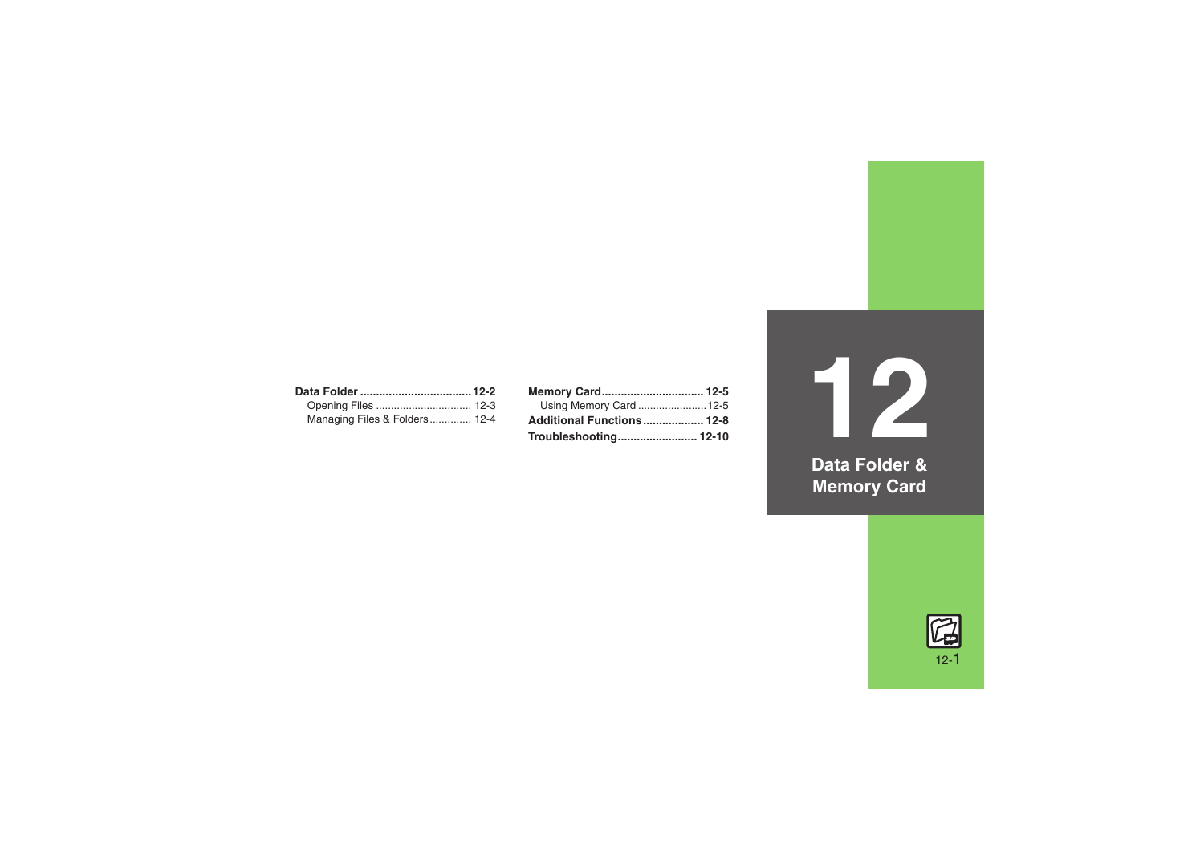# 12

# Data Folder & Memory Card

**Data Folder** .................................. **12-2**
Opening Files ................................ 12-3
Managing Files & Folders ............. 12-4

**Memory Card** ................................ **12-5**
Using Memory Card ....................... 12-5

**Additional Functions** ................... **12-8**

**Troubleshooting** ......................... **12-10**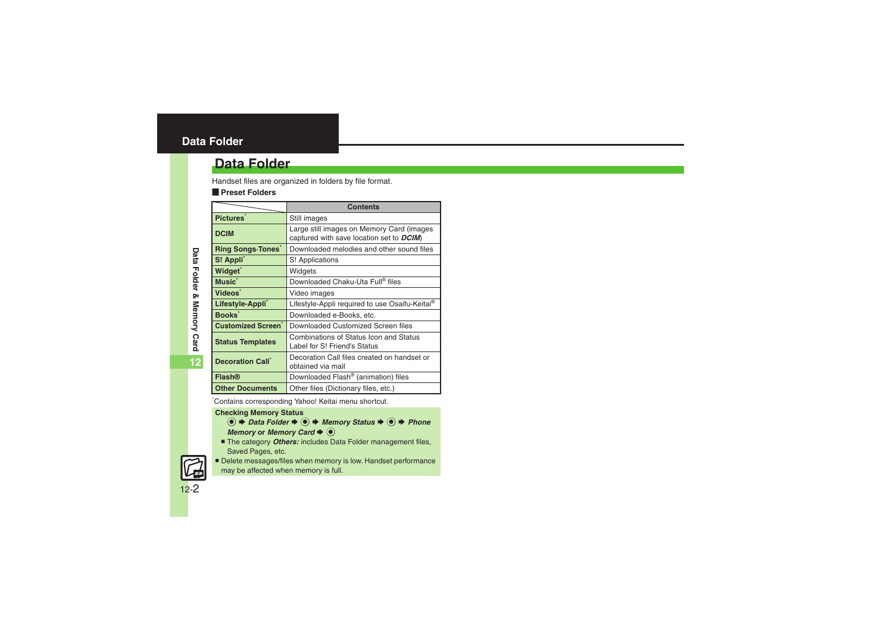# Data Folder

Handset files are organized in folders by file format.

**■ Preset Folders**

| | Contents |
|---|---|
| **Pictures*** | Still images |
| **DCIM** | Large still images on Memory Card (images captured with save location set to ***DCIM***) |
| **Ring Songs·Tones*** | Downloaded melodies and other sound files |
| **S! Appli*** | S! Applications |
| **Widget*** | Widgets |
| **Music*** | Downloaded Chaku-Uta Full® files |
| **Videos*** | Video images |
| **Lifestyle-Appli*** | Lifestyle-Appli required to use Osaifu-Keitai® |
| **Books*** | Downloaded e-Books, etc. |
| **Customized Screen*** | Downloaded Customized Screen files |
| **Status Templates** | Combinations of Status Icon and Status Label for S! Friend's Status |
| **Decoration Call*** | Decoration Call files created on handset or obtained via mail |
| **Flash®** | Downloaded Flash® (animation) files |
| **Other Documents** | Other files (Dictionary files, etc.) |

*Contains corresponding Yahoo! Keitai menu shortcut.

**Checking Memory Status**

● ➡ ***Data Folder*** ➡ ● ➡ ***Memory Status*** ➡ ● ➡ ***Phone Memory*** or ***Memory Card*** ➡ ●

- The category ***Others:*** includes Data Folder management files, Saved Pages, etc.

- Delete messages/files when memory is low. Handset performance may be affected when memory is full.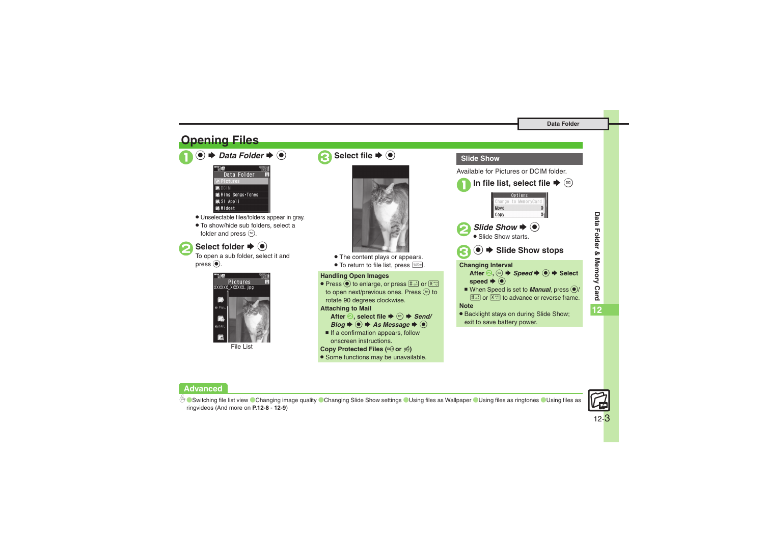# Opening Files

**1** ● ➡ *Data Folder* ➡ ●

- Unselectable files/folders appear in gray.
- To show/hide sub folders, select a folder and press ㋮.

**2 Select folder ➡ ●**

To open a sub folder, select it and press ●.

File List

**3 Select file ➡ ●**

- The content plays or appears.
- To return to file list, press ㋗.

**Handling Open Images**

- Press ● to enlarge, or press # or * to open next/previous ones. Press ㋮ to rotate 90 degrees clockwise.

**Attaching to Mail**

After **2**, select file ➡ ✉ ➡ *Send/ Blog* ➡ ● ➡ *As Message* ➡ ●

- If a confirmation appears, follow onscreen instructions.

**Copy Protected Files**

- Some functions may be unavailable.

## Slide Show

Available for Pictures or DCIM folder.

**1 In file list, select file ➡ ✉**

**2** *Slide Show* ➡ ●

- Slide Show starts.

**3** ● ➡ **Slide Show stops**

**Changing Interval**

After **2**, ✉ ➡ *Speed* ➡ ● ➡ Select speed ➡ ●

- When Speed is set to ***Manual***, press ●/ # or * to advance or reverse frame.

**Note**

- Backlight stays on during Slide Show; exit to save battery power.

## Advanced

Switching file list view Changing image quality Changing Slide Show settings Using files as Wallpaper Using files as ringtones Using files as ringvideos (And more on **P.12-8** - **12-9**)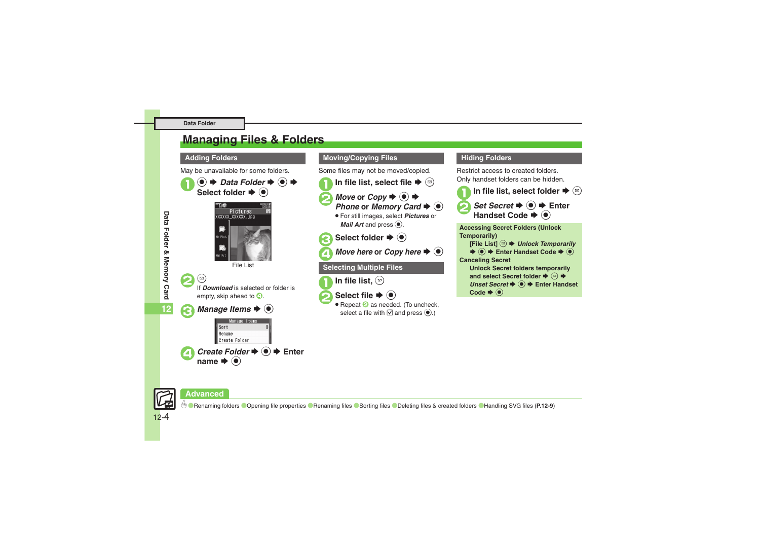# Managing Files & Folders

## Adding Folders

May be unavailable for some folders.

1. ● ➡ *Data Folder* ➡ ● ➡ Select folder ➡ ●

File List

2. ✉
   If *Download* is selected or folder is empty, skip ahead to 4.

3. *Manage Items* ➡ ●

4. *Create Folder* ➡ ● ➡ Enter name ➡ ●

## Moving/Copying Files

Some files may not be moved/copied.

1. In file list, select file ➡ ✉
2. *Move* or *Copy* ➡ ● ➡ *Phone* or *Memory Card* ➡ ●
   - For still images, select *Pictures* or *Mail Art* and press ●.
3. Select folder ➡ ●
4. *Move here* or *Copy here* ➡ ●

## Selecting Multiple Files

1. In file list, Y!
2. Select file ➡ ●
   - Repeat 2 as needed. (To uncheck, select a file with ☑ and press ●.)

## Hiding Folders

Restrict access to created folders.
Only handset folders can be hidden.

1. In file list, select folder ➡ ✉
2. *Set Secret* ➡ ● ➡ Enter Handset Code ➡ ●

**Accessing Secret Folders (Unlock Temporarily)**

[File List] ✉ ➡ *Unlock Temporarily* ➡ ● ➡ Enter Handset Code ➡ ●

**Canceling Secret**

Unlock Secret folders temporarily and select Secret folder ➡ ✉ ➡ *Unset Secret* ➡ ● ➡ Enter Handset Code ➡ ●

## Advanced

Renaming folders · Opening file properties · Renaming files · Sorting files · Deleting files & created folders · Handling SVG files (**P.12-9**)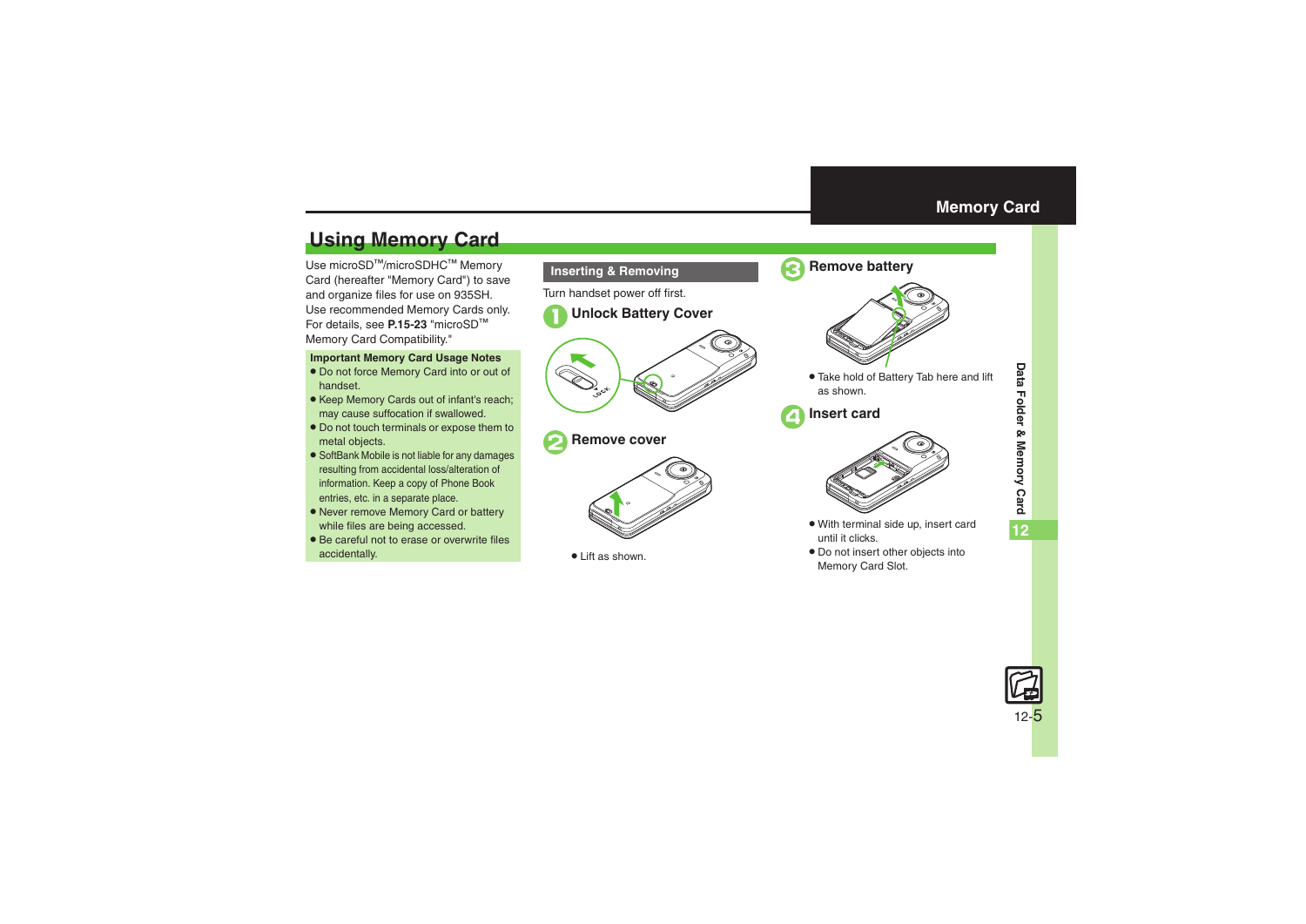## Using Memory Card

Use microSD™/microSDHC™ Memory Card (hereafter "Memory Card") to save and organize files for use on 935SH. Use recommended Memory Cards only. For details, see **P.15-23** "microSD™ Memory Card Compatibility."

**Important Memory Card Usage Notes**

- Do not force Memory Card into or out of handset.
- Keep Memory Cards out of infant's reach; may cause suffocation if swallowed.
- Do not touch terminals or expose them to metal objects.
- SoftBank Mobile is not liable for any damages resulting from accidental loss/alteration of information. Keep a copy of Phone Book entries, etc. in a separate place.
- Never remove Memory Card or battery while files are being accessed.
- Be careful not to erase or overwrite files accidentally.

### Inserting & Removing

Turn handset power off first.

**1 Unlock Battery Cover**

**2 Remove cover**

- Lift as shown.

**3 Remove battery**

- Take hold of Battery Tab here and lift as shown.

**4 Insert card**

- With terminal side up, insert card until it clicks.
- Do not insert other objects into Memory Card Slot.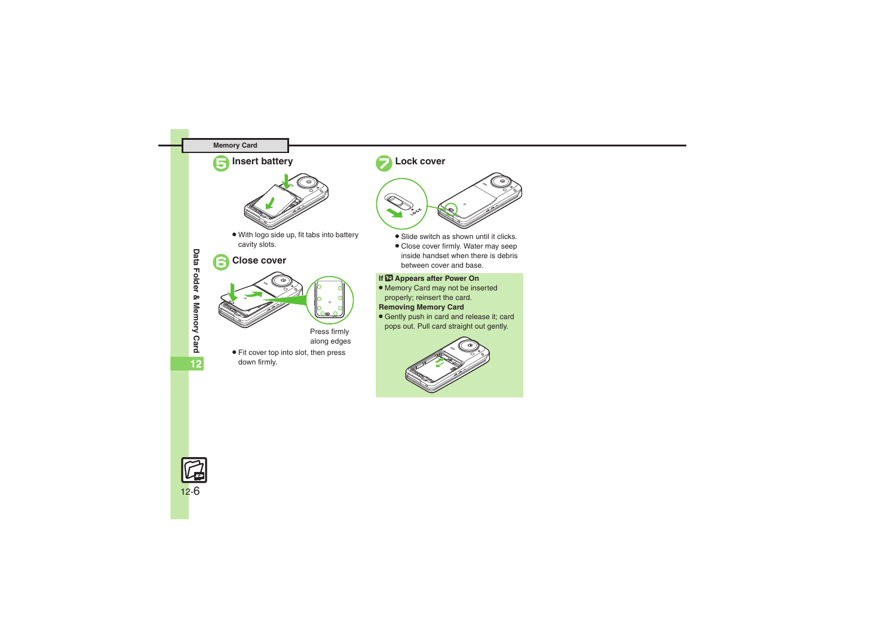## 5 Insert battery

- With logo side up, fit tabs into battery cavity slots.

## 6 Close cover

Press firmly along edges

- Fit cover top into slot, then press down firmly.

## 7 Lock cover

- Slide switch as shown until it clicks.
- Close cover firmly. Water may seep inside handset when there is debris between cover and base.

**If Appears after Power On**

- Memory Card may not be inserted properly; reinsert the card.

**Removing Memory Card**

- Gently push in card and release it; card pops out. Pull card straight out gently.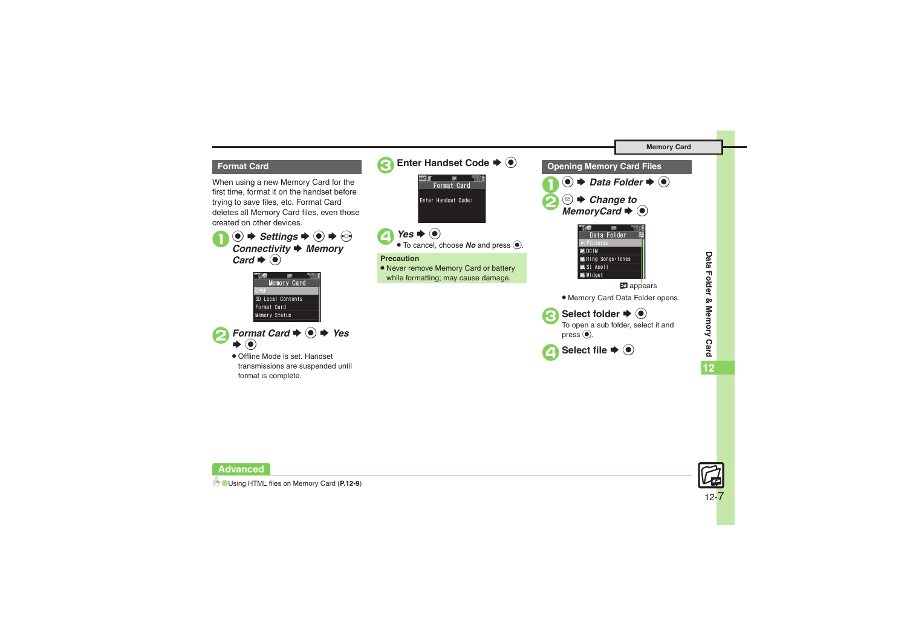## Format Card

When using a new Memory Card for the first time, format it on the handset before trying to save files, etc. Format Card deletes all Memory Card files, even those created on other devices.

1. ● ➡ *Settings* ➡ ● ➡ ◎ *Connectivity* ➡ *Memory Card* ➡ ●

   Memory Card: DPOF / SD Local Contents / Format Card / Memory Status

2. *Format Card* ➡ ● ➡ *Yes* ➡ ●
   - Offline Mode is set. Handset transmissions are suspended until format is complete.

3. **Enter Handset Code** ➡ ●

   Format Card: Enter Handset Code:

4. *Yes* ➡ ●
   - To cancel, choose ***No*** and press ●.

**Precaution**
- Never remove Memory Card or battery while formatting; may cause damage.

## Opening Memory Card Files

1. ● ➡ *Data Folder* ➡ ●
2. ✉ ➡ *Change to MemoryCard* ➡ ●

   Data Folder: Pictures / DCIM / Ring Songs・Tones / S! Appli / Widget

   appears
   - Memory Card Data Folder opens.

3. **Select folder** ➡ ●
   To open a sub folder, select it and press ●.
4. **Select file** ➡ ●

**Advanced**

Using HTML files on Memory Card (**P.12-9**)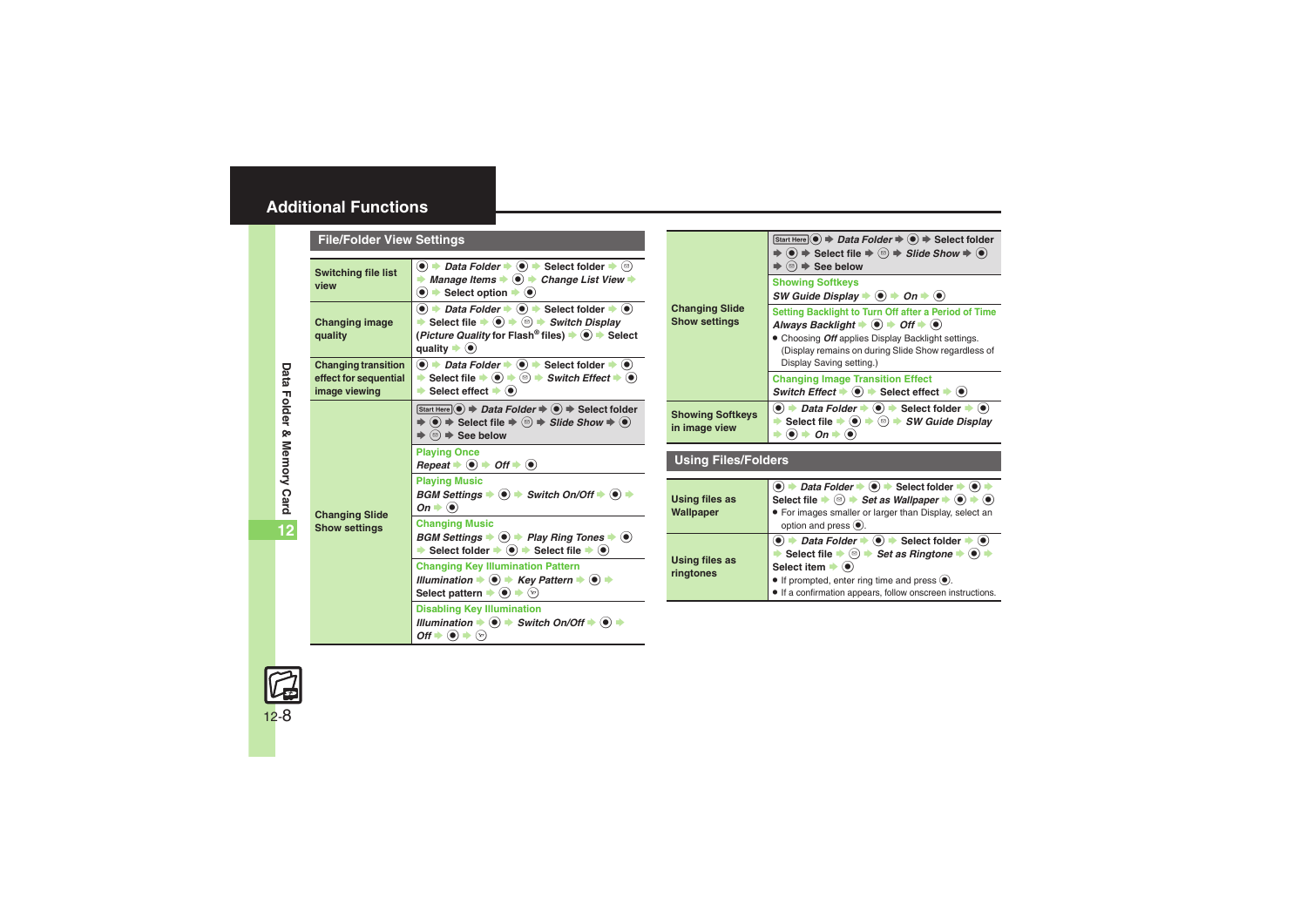# Additional Functions

## File/Folder View Settings

| | |
|---|---|
| Switching file list view | ● ➡ *Data Folder* ➡ ● ➡ Select folder ➡ ✉ ➡ *Manage Items* ➡ ● ➡ *Change List View* ➡ ● ➡ Select option ➡ ● |
| Changing image quality | ● ➡ *Data Folder* ➡ ● ➡ Select folder ➡ ● ➡ Select file ➡ ● ➡ ✉ ➡ *Switch Display* (*Picture Quality* for Flash® files) ➡ ● ➡ Select quality ➡ ● |
| Changing transition effect for sequential image viewing | ● ➡ *Data Folder* ➡ ● ➡ Select folder ➡ ● ➡ Select file ➡ ● ➡ ✉ ➡ *Switch Effect* ➡ ● ➡ Select effect ➡ ● |
| Changing Slide Show settings | Start Here ● ➡ *Data Folder* ➡ ● ➡ Select folder ➡ ● ➡ Select file ➡ ✉ ➡ *Slide Show* ➡ ● ➡ ✉ ➡ See below<br>**Playing Once**<br>*Repeat* ➡ ● ➡ *Off* ➡ ●<br>**Playing Music**<br>*BGM Settings* ➡ ● ➡ *Switch On/Off* ➡ ● ➡ *On* ➡ ●<br>**Changing Music**<br>*BGM Settings* ➡ ● ➡ *Play Ring Tones* ➡ ● ➡ Select folder ➡ ● ➡ Select file ➡ ●<br>**Changing Key Illumination Pattern**<br>*Illumination* ➡ ● ➡ *Key Pattern* ➡ ● ➡ Select pattern ➡ ● ➡ ☺<br>**Disabling Key Illumination**<br>*Illumination* ➡ ● ➡ *Switch On/Off* ➡ ● ➡ *Off* ➡ ● ➡ ☺ |
| Changing Slide Show settings | Start Here ● ➡ *Data Folder* ➡ ● ➡ Select folder ➡ ● ➡ Select file ➡ ✉ ➡ *Slide Show* ➡ ● ➡ ✉ ➡ See below<br>**Showing Softkeys**<br>*SW Guide Display* ➡ ● ➡ *On* ➡ ●<br>**Setting Backlight to Turn Off after a Period of Time**<br>*Always Backlight* ➡ ● ➡ *Off* ➡ ●<br>• Choosing *Off* applies Display Backlight settings. (Display remains on during Slide Show regardless of Display Saving setting.)<br>**Changing Image Transition Effect**<br>*Switch Effect* ➡ ● ➡ Select effect ➡ ● |
| Showing Softkeys in image view | ● ➡ *Data Folder* ➡ ● ➡ Select folder ➡ ● ➡ Select file ➡ ● ➡ ✉ ➡ *SW Guide Display* ➡ ● ➡ *On* ➡ ● |

## Using Files/Folders

| | |
|---|---|
| Using files as Wallpaper | ● ➡ *Data Folder* ➡ ● ➡ Select folder ➡ ● ➡ Select file ➡ ✉ ➡ *Set as Wallpaper* ➡ ● ➡ ●<br>• For images smaller or larger than Display, select an option and press ●. |
| Using files as ringtones | ● ➡ *Data Folder* ➡ ● ➡ Select folder ➡ ● ➡ Select file ➡ ✉ ➡ *Set as Ringtone* ➡ ● ➡ Select item ➡ ●<br>• If prompted, enter ring time and press ●.<br>• If a confirmation appears, follow onscreen instructions. |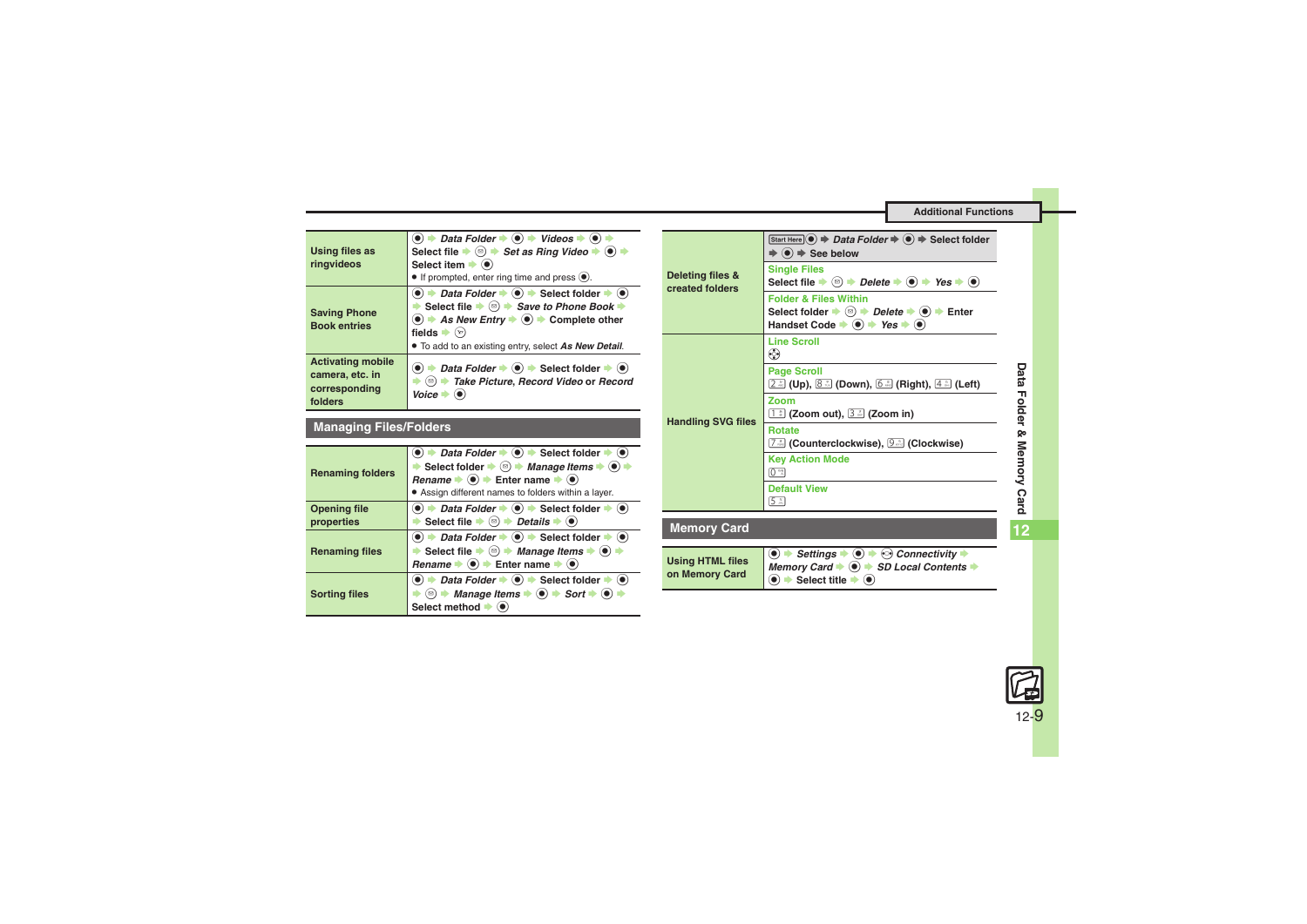## Additional Functions

| | |
|---|---|
| Using files as ringvideos | ● ➡ *Data Folder* ➡ ● ➡ *Videos* ➡ ● ➡ Select file ➡ ✉ ➡ *Set as Ring Video* ➡ ● ➡ Select item ➡ ● <br>● If prompted, enter ring time and press ●. |
| Saving Phone Book entries | ● ➡ *Data Folder* ➡ ● ➡ Select folder ➡ ● ➡ Select file ➡ ✉ ➡ *Save to Phone Book* ➡ ● ➡ *As New Entry* ➡ ● ➡ Complete other fields ➡ ✉ <br>● To add to an existing entry, select *As New Detail*. |
| Activating mobile camera, etc. in corresponding folders | ● ➡ *Data Folder* ➡ ● ➡ Select folder ➡ ● ➡ ✉ ➡ *Take Picture, Record Video* or *Record Voice* ➡ ● |

### Managing Files/Folders

| | |
|---|---|
| Renaming folders | ● ➡ *Data Folder* ➡ ● ➡ Select folder ➡ ● ➡ Select folder ➡ ✉ ➡ *Manage Items* ➡ ● ➡ *Rename* ➡ ● ➡ Enter name ➡ ● <br>● Assign different names to folders within a layer. |
| Opening file properties | ● ➡ *Data Folder* ➡ ● ➡ Select folder ➡ ● ➡ Select file ➡ ✉ ➡ *Details* ➡ ● |
| Renaming files | ● ➡ *Data Folder* ➡ ● ➡ Select folder ➡ ● ➡ Select file ➡ ✉ ➡ *Manage Items* ➡ ● ➡ *Rename* ➡ ● ➡ Enter name ➡ ● |
| Sorting files | ● ➡ *Data Folder* ➡ ● ➡ Select folder ➡ ● ➡ ✉ ➡ *Manage Items* ➡ ● ➡ *Sort* ➡ ● ➡ Select method ➡ ● |

| | |
|---|---|
| Deleting files & created folders | Start Here ● ➡ *Data Folder* ➡ ● ➡ Select folder ➡ ● ➡ See below |
| | **Single Files**<br>Select file ➡ ✉ ➡ *Delete* ➡ ● ➡ *Yes* ➡ ● |
| | **Folder & Files Within**<br>Select folder ➡ ✉ ➡ *Delete* ➡ ● ➡ Enter Handset Code ➡ ● ➡ *Yes* ➡ ● |
| Handling SVG files | **Line Scroll**<br>✣ |
| | **Page Scroll**<br>2 (Up), 8 (Down), 6 (Right), 4 (Left) |
| | **Zoom**<br>1 (Zoom out), 3 (Zoom in) |
| | **Rotate**<br>7 (Counterclockwise), 9 (Clockwise) |
| | **Key Action Mode**<br>0 |
| | **Default View**<br>5 |

### Memory Card

| | |
|---|---|
| Using HTML files on Memory Card | ● ➡ *Settings* ➡ ● ➡ ⊙ *Connectivity* ➡ *Memory Card* ➡ ● ➡ *SD Local Contents* ➡ ● ➡ Select title ➡ ● |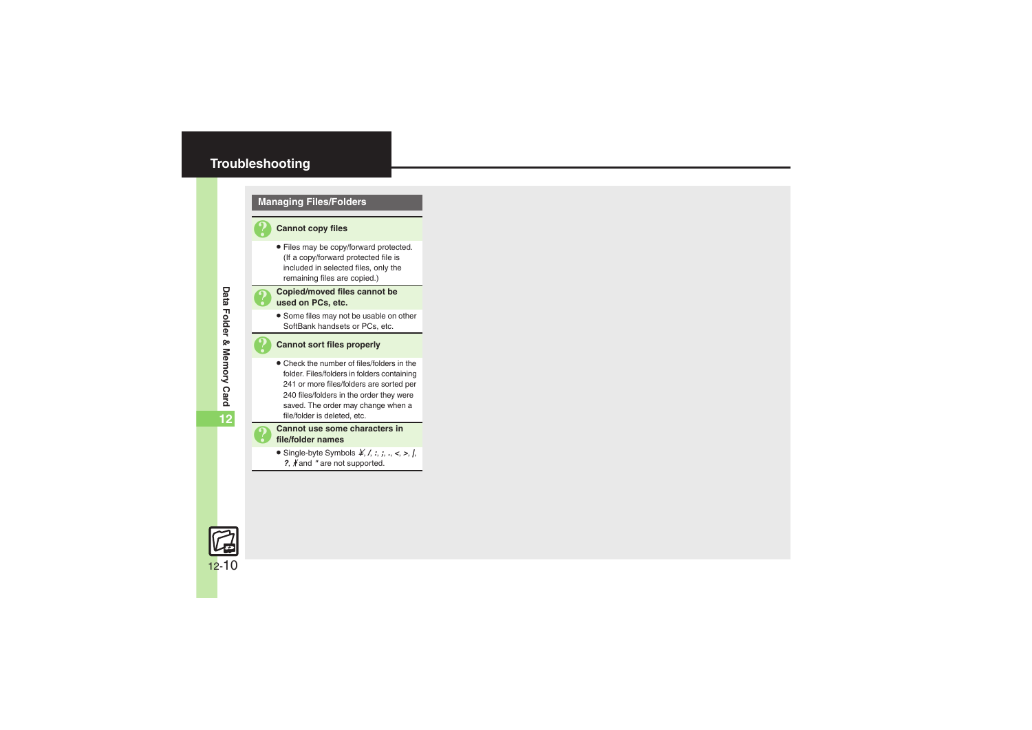# Troubleshooting

## Managing Files/Folders

### Cannot copy files

- Files may be copy/forward protected. (If a copy/forward protected file is included in selected files, only the remaining files are copied.)

### Copied/moved files cannot be used on PCs, etc.

- Some files may not be usable on other SoftBank handsets or PCs, etc.

### Cannot sort files properly

- Check the number of files/folders in the folder. Files/folders in folders containing 241 or more files/folders are sorted per 240 files/folders in the order they were saved. The order may change when a file/folder is deleted, etc.

### Cannot use some characters in file/folder names

- Single-byte Symbols ¥, /, :, ;, ., <, >, |, ?, * and " are not supported.